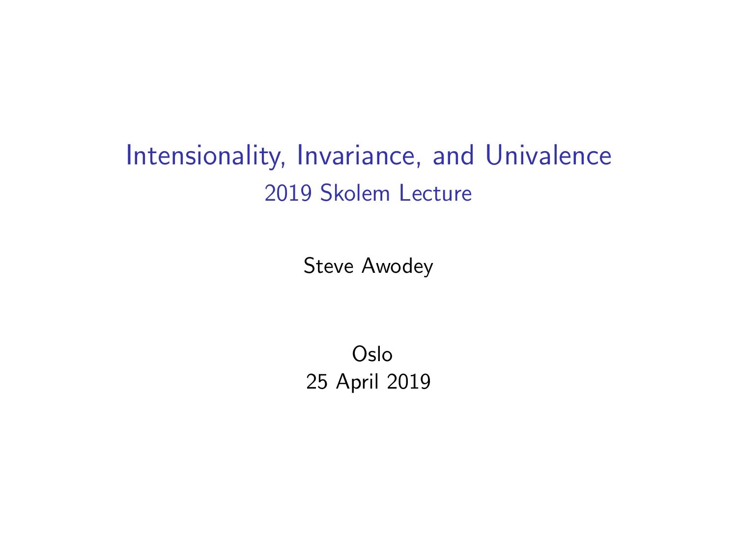# Intensionality, Invariance, and Univalence

## 2019 Skolem Lecture

Steve Awodey

Oslo
25 April 2019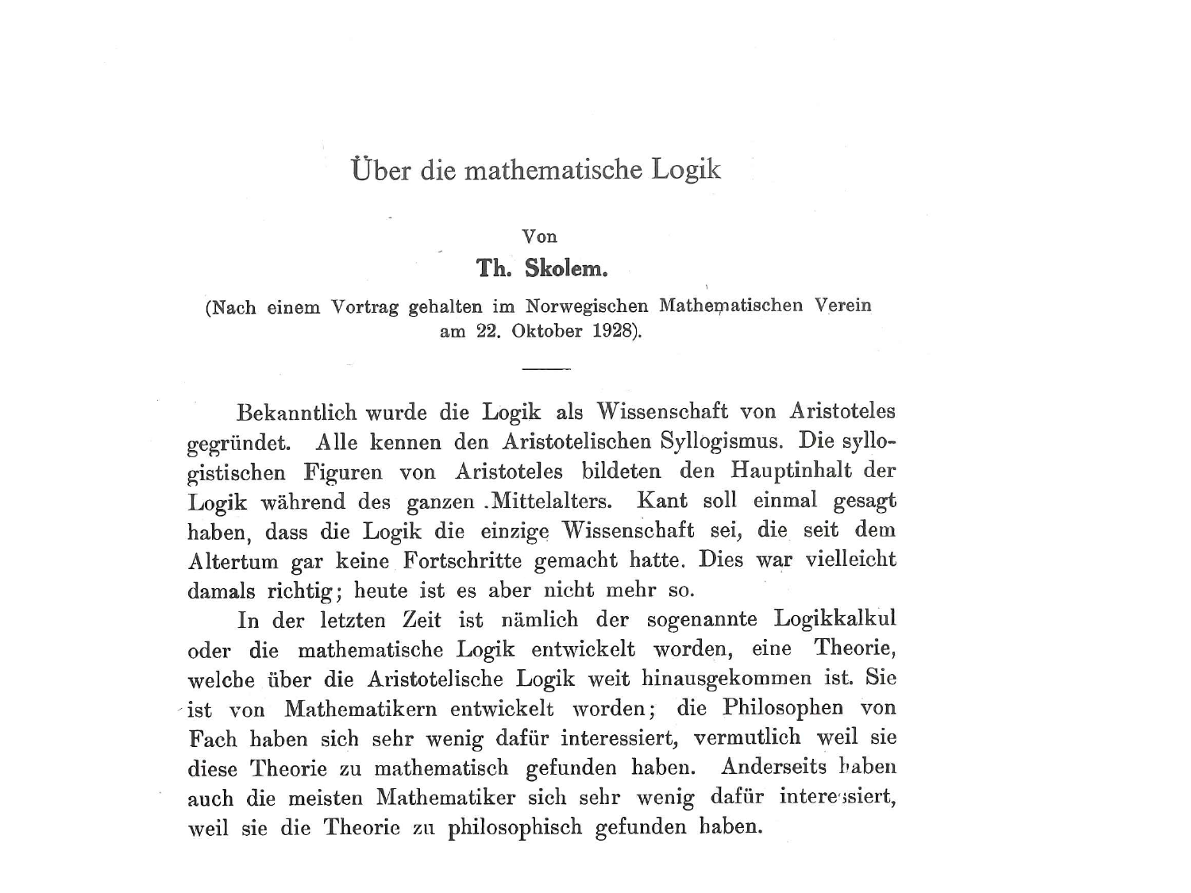# Über die mathematische Logik

Von

**Th. Skolem.**

(Nach einem Vortrag gehalten im Norwegischen Mathematischen Verein am 22. Oktober 1928).

---

Bekanntlich wurde die Logik als Wissenschaft von Aristoteles gegründet. Alle kennen den Aristotelischen Syllogismus. Die syllogistischen Figuren von Aristoteles bildeten den Hauptinhalt der Logik während des ganzen Mittelalters. Kant soll einmal gesagt haben, dass die Logik die einzige Wissenschaft sei, die seit dem Altertum gar keine Fortschritte gemacht hatte. Dies war vielleicht damals richtig; heute ist es aber nicht mehr so.

In der letzten Zeit ist nämlich der sogenannte Logikkalkul oder die mathematische Logik entwickelt worden, eine Theorie, welche über die Aristotelische Logik weit hinausgekommen ist. Sie ist von Mathematikern entwickelt worden; die Philosophen von Fach haben sich sehr wenig dafür interessiert, vermutlich weil sie diese Theorie zu mathematisch gefunden haben. Anderseits haben auch die meisten Mathematiker sich sehr wenig dafür interessiert, weil sie die Theorie zu philosophisch gefunden haben.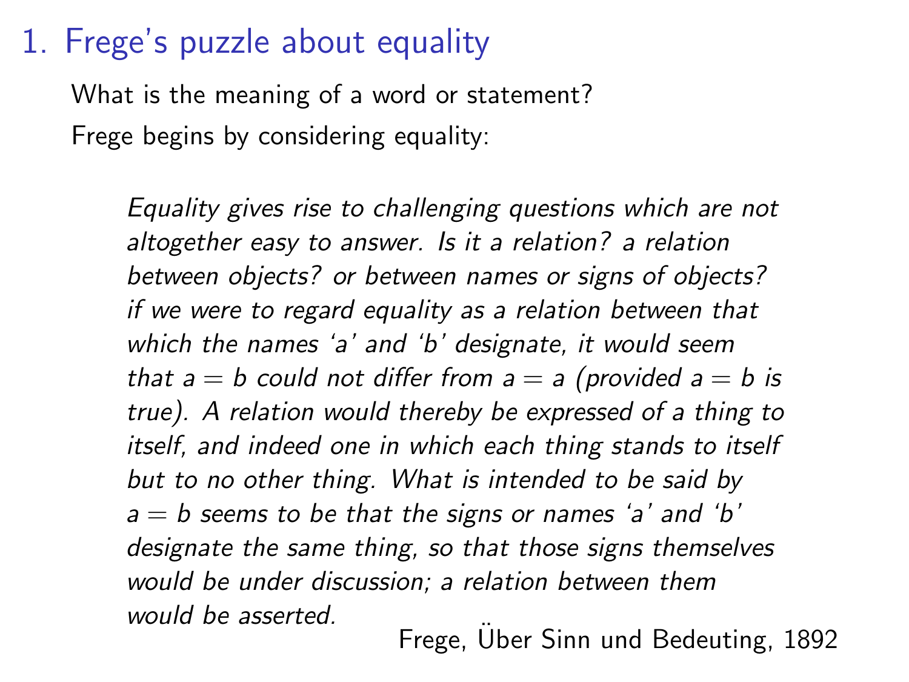# 1. Frege's puzzle about equality

What is the meaning of a word or statement?

Frege begins by considering equality:

> *Equality gives rise to challenging questions which are not altogether easy to answer. Is it a relation? a relation between objects? or between names or signs of objects? if we were to regard equality as a relation between that which the names 'a' and 'b' designate, it would seem that $a = b$ could not differ from $a = a$ (provided $a = b$ is true). A relation would thereby be expressed of a thing to itself, and indeed one in which each thing stands to itself but to no other thing. What is intended to be said by $a = b$ seems to be that the signs or names 'a' and 'b' designate the same thing, so that those signs themselves would be under discussion; a relation between them would be asserted.*
>
> Frege, Über Sinn und Bedeuting, 1892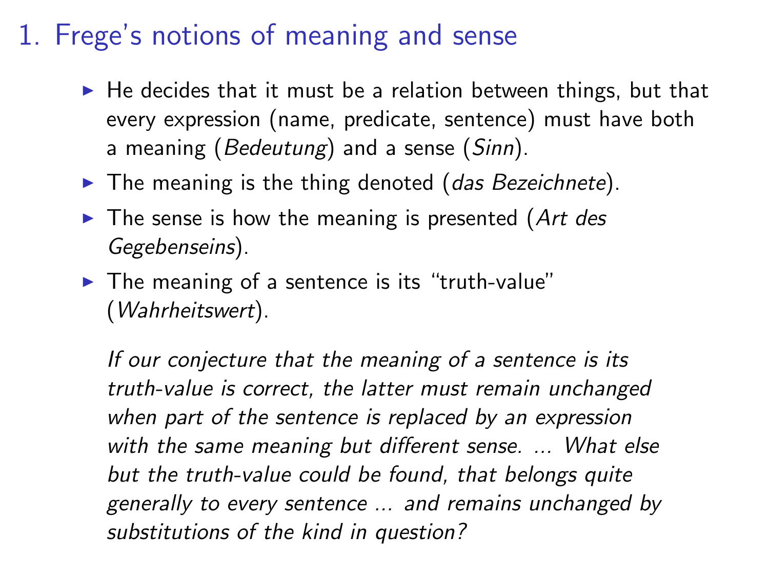# 1. Frege's notions of meaning and sense

- He decides that it must be a relation between things, but that every expression (name, predicate, sentence) must have both a meaning (*Bedeutung*) and a sense (*Sinn*).
- The meaning is the thing denoted (*das Bezeichnete*).
- The sense is how the meaning is presented (*Art des Gegebenseins*).
- The meaning of a sentence is its "truth-value" (*Wahrheitswert*).

  *If our conjecture that the meaning of a sentence is its truth-value is correct, the latter must remain unchanged when part of the sentence is replaced by an expression with the same meaning but different sense. ... What else but the truth-value could be found, that belongs quite generally to every sentence ... and remains unchanged by substitutions of the kind in question?*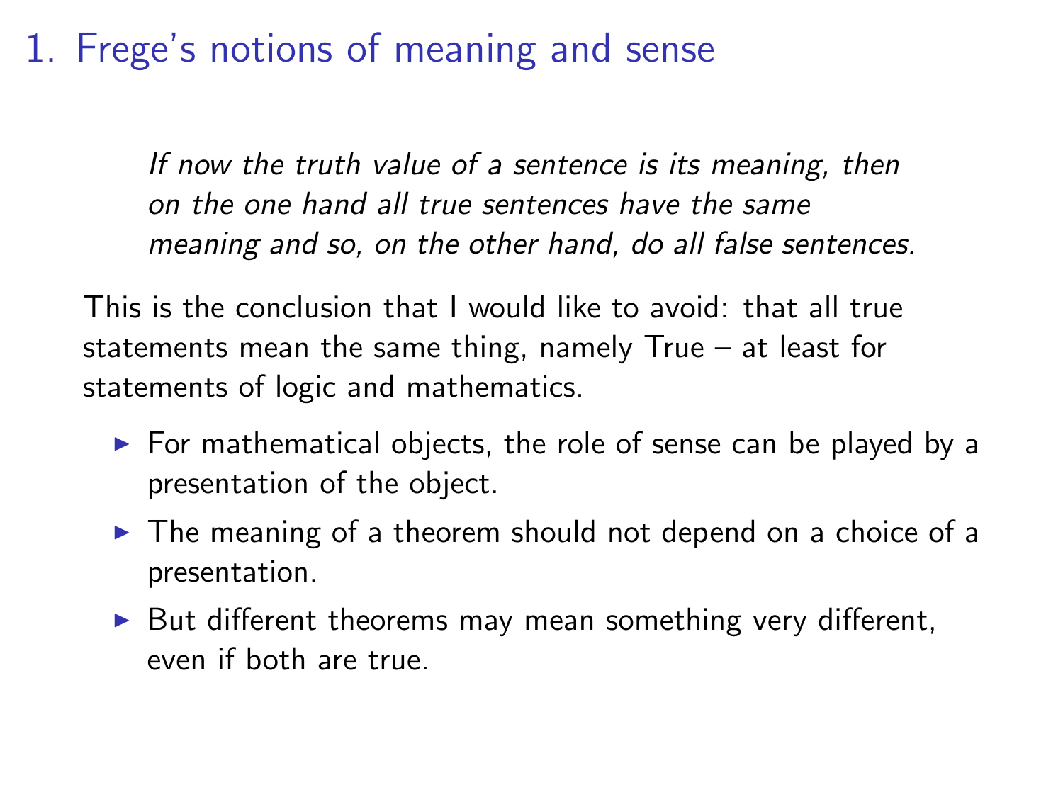# 1. Frege's notions of meaning and sense

> *If now the truth value of a sentence is its meaning, then on the one hand all true sentences have the same meaning and so, on the other hand, do all false sentences.*

This is the conclusion that I would like to avoid: that all true statements mean the same thing, namely True – at least for statements of logic and mathematics.

- For mathematical objects, the role of sense can be played by a presentation of the object.
- The meaning of a theorem should not depend on a choice of a presentation.
- But different theorems may mean something very different, even if both are true.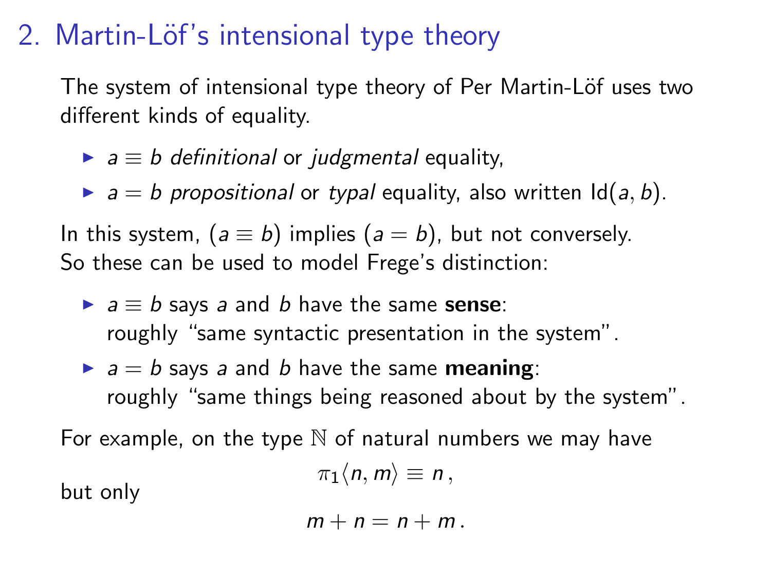## 2. Martin-Löf's intensional type theory

The system of intensional type theory of Per Martin-Löf uses two different kinds of equality.

- $a \equiv b$ *definitional* or *judgmental* equality,
- $a = b$ *propositional* or *typal* equality, also written $\mathrm{Id}(a, b)$.

In this system, $(a \equiv b)$ implies $(a = b)$, but not conversely. So these can be used to model Frege's distinction:

- $a \equiv b$ says $a$ and $b$ have the same **sense**: roughly "same syntactic presentation in the system".
- $a = b$ says $a$ and $b$ have the same **meaning**: roughly "same things being reasoned about by the system".

For example, on the type $\mathbb{N}$ of natural numbers we may have

$$\pi_1 \langle n, m \rangle \equiv n \,,$$

but only

$$m + n = n + m \,.$$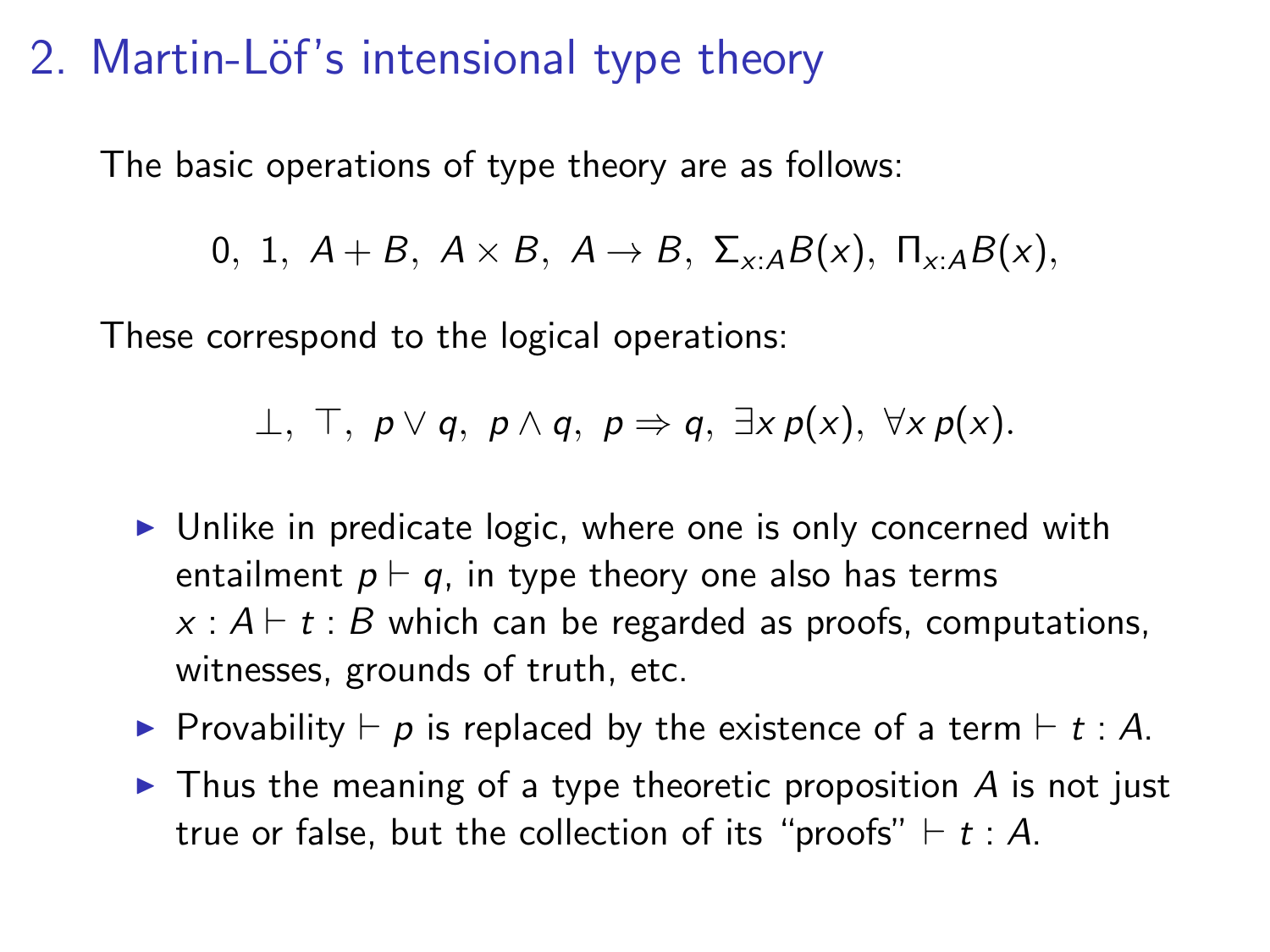## 2. Martin-Löf's intensional type theory

The basic operations of type theory are as follows:

$$0,\ 1,\ A+B,\ A\times B,\ A\to B,\ \Sigma_{x:A}B(x),\ \Pi_{x:A}B(x),$$

These correspond to the logical operations:

$$\bot,\ \top,\ p\vee q,\ p\wedge q,\ p\Rightarrow q,\ \exists x\, p(x),\ \forall x\, p(x).$$

- Unlike in predicate logic, where one is only concerned with entailment $p \vdash q$, in type theory one also has terms $x : A \vdash t : B$ which can be regarded as proofs, computations, witnesses, grounds of truth, etc.
- Provability $\vdash p$ is replaced by the existence of a term $\vdash t : A$.
- Thus the meaning of a type theoretic proposition $A$ is not just true or false, but the collection of its "proofs" $\vdash t : A$.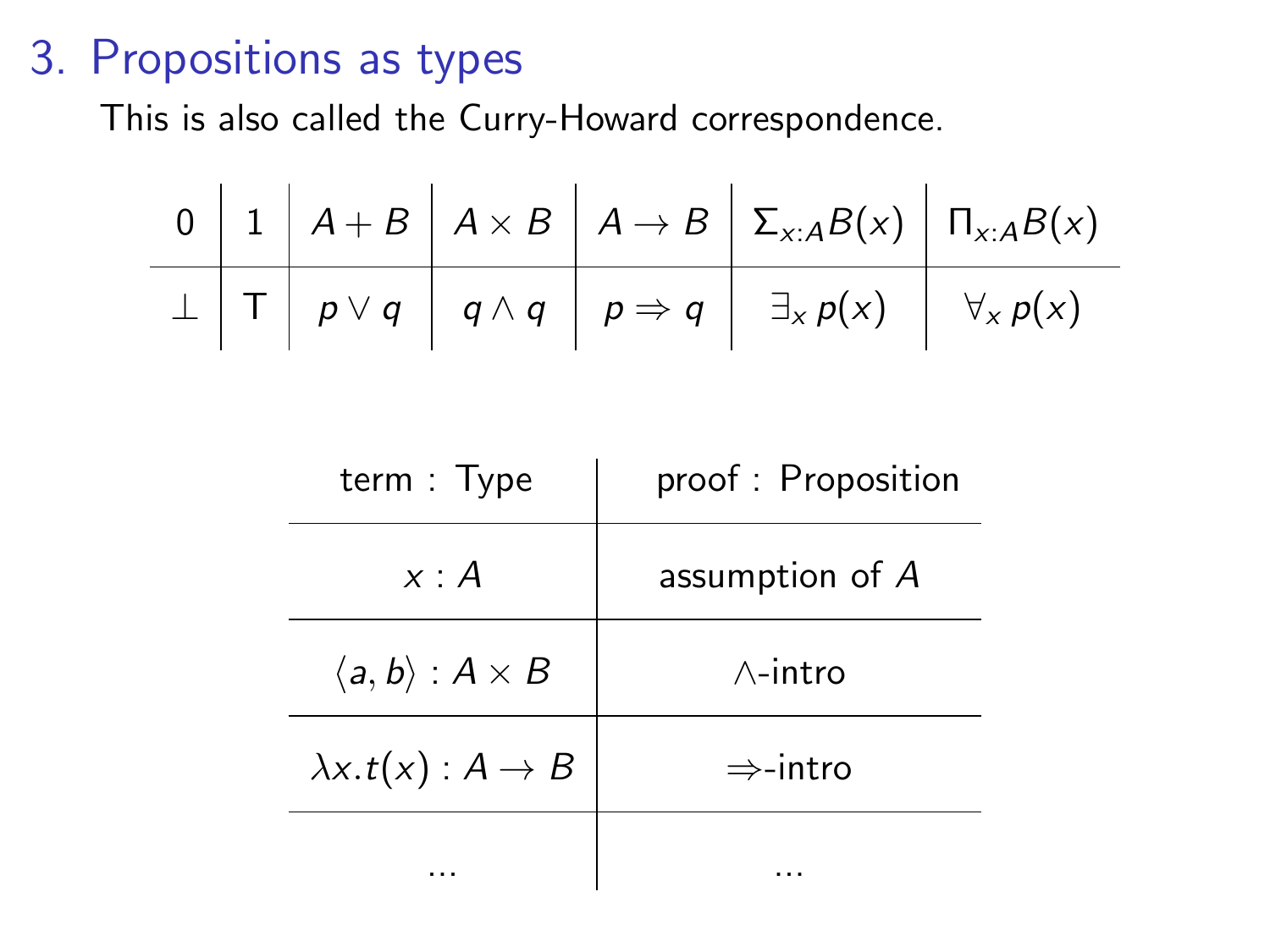# 3. Propositions as types

This is also called the Curry-Howard correspondence.

| $0$ | $1$ | $A + B$ | $A \times B$ | $A \to B$ | $\Sigma_{x:A} B(x)$ | $\Pi_{x:A} B(x)$ |
|---|---|---|---|---|---|---|
| $\bot$ | $\top$ | $p \vee q$ | $q \wedge q$ | $p \Rightarrow q$ | $\exists_x \, p(x)$ | $\forall_x \, p(x)$ |

| term : Type | proof : Proposition |
|---|---|
| $x : A$ | assumption of $A$ |
| $\langle a, b \rangle : A \times B$ | $\wedge$-intro |
| $\lambda x.t(x) : A \to B$ | $\Rightarrow$-intro |
| ... | ... |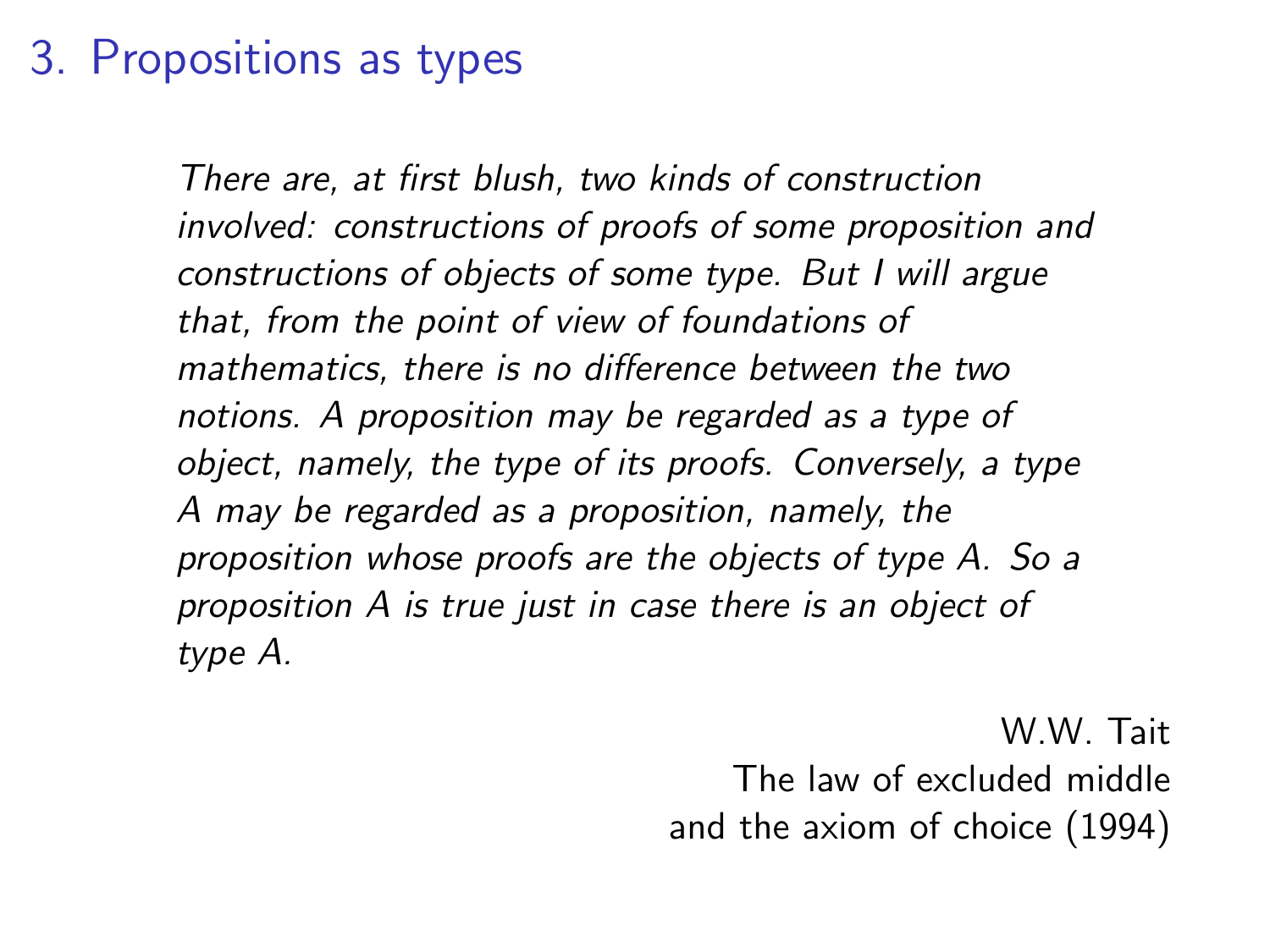# 3. Propositions as types

*There are, at first blush, two kinds of construction involved: constructions of proofs of some proposition and constructions of objects of some type. But I will argue that, from the point of view of foundations of mathematics, there is no difference between the two notions. A proposition may be regarded as a type of object, namely, the type of its proofs. Conversely, a type A may be regarded as a proposition, namely, the proposition whose proofs are the objects of type A. So a proposition A is true just in case there is an object of type A.*

W.W. Tait
The law of excluded middle
and the axiom of choice (1994)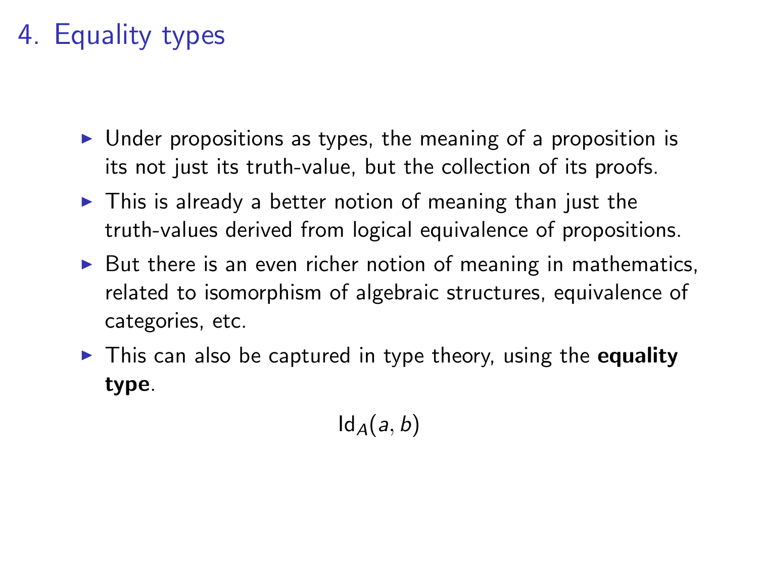# 4. Equality types

- Under propositions as types, the meaning of a proposition is its not just its truth-value, but the collection of its proofs.
- This is already a better notion of meaning than just the truth-values derived from logical equivalence of propositions.
- But there is an even richer notion of meaning in mathematics, related to isomorphism of algebraic structures, equivalence of categories, etc.
- This can also be captured in type theory, using the **equality type**.

$$\mathsf{Id}_A(a, b)$$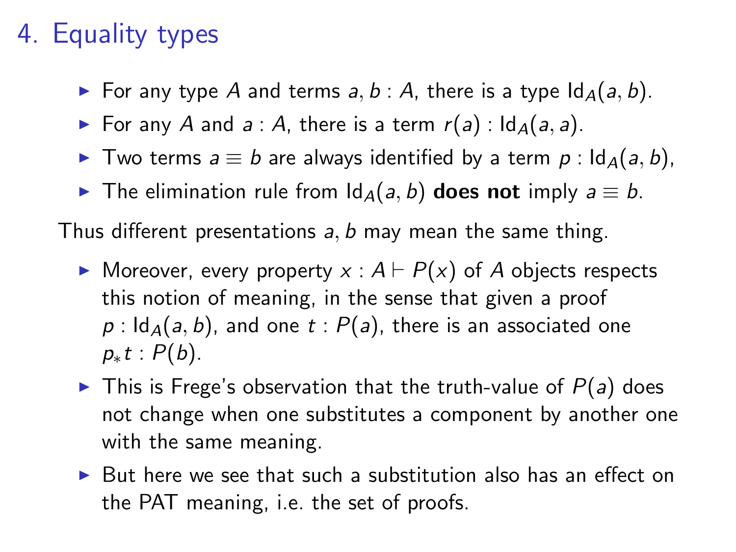# 4. Equality types

- For any type $A$ and terms $a, b : A$, there is a type $\mathsf{Id}_A(a, b)$.
- For any $A$ and $a : A$, there is a term $r(a) : \mathsf{Id}_A(a, a)$.
- Two terms $a \equiv b$ are always identified by a term $p : \mathsf{Id}_A(a, b)$,
- The elimination rule from $\mathsf{Id}_A(a, b)$ **does not** imply $a \equiv b$.

Thus different presentations $a, b$ may mean the same thing.

- Moreover, every property $x : A \vdash P(x)$ of $A$ objects respects this notion of meaning, in the sense that given a proof $p : \mathsf{Id}_A(a, b)$, and one $t : P(a)$, there is an associated one $p_* t : P(b)$.
- This is Frege's observation that the truth-value of $P(a)$ does not change when one substitutes a component by another one with the same meaning.
- But here we see that such a substitution also has an effect on the PAT meaning, i.e. the set of proofs.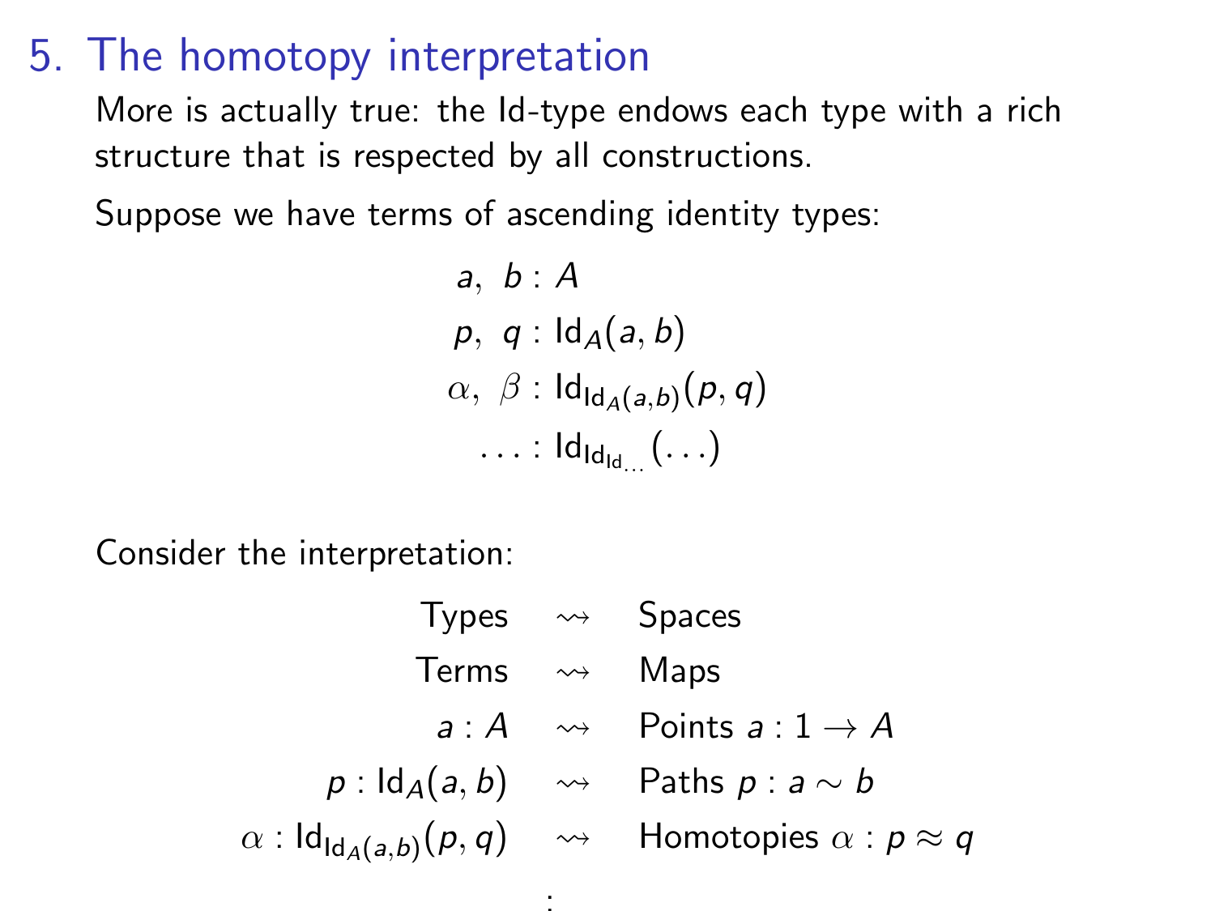# 5. The homotopy interpretation

More is actually true: the Id-type endows each type with a rich structure that is respected by all constructions.

Suppose we have terms of ascending identity types:

$$
\begin{aligned}
a,\ b &: A \\
p,\ q &: \mathsf{Id}_A(a, b) \\
\alpha,\ \beta &: \mathsf{Id}_{\mathsf{Id}_A(a,b)}(p, q) \\
\ldots &: \mathsf{Id}_{\mathsf{Id}_{\mathsf{Id}_{\ldots}}}(\ldots)
\end{aligned}
$$

Consider the interpretation:

$$
\begin{aligned}
\text{Types} &\quad \rightsquigarrow \quad \text{Spaces} \\
\text{Terms} &\quad \rightsquigarrow \quad \text{Maps} \\
a : A &\quad \rightsquigarrow \quad \text{Points } a : 1 \to A \\
p : \mathsf{Id}_A(a, b) &\quad \rightsquigarrow \quad \text{Paths } p : a \sim b \\
\alpha : \mathsf{Id}_{\mathsf{Id}_A(a,b)}(p, q) &\quad \rightsquigarrow \quad \text{Homotopies } \alpha : p \approx q \\
&\quad \vdots
\end{aligned}
$$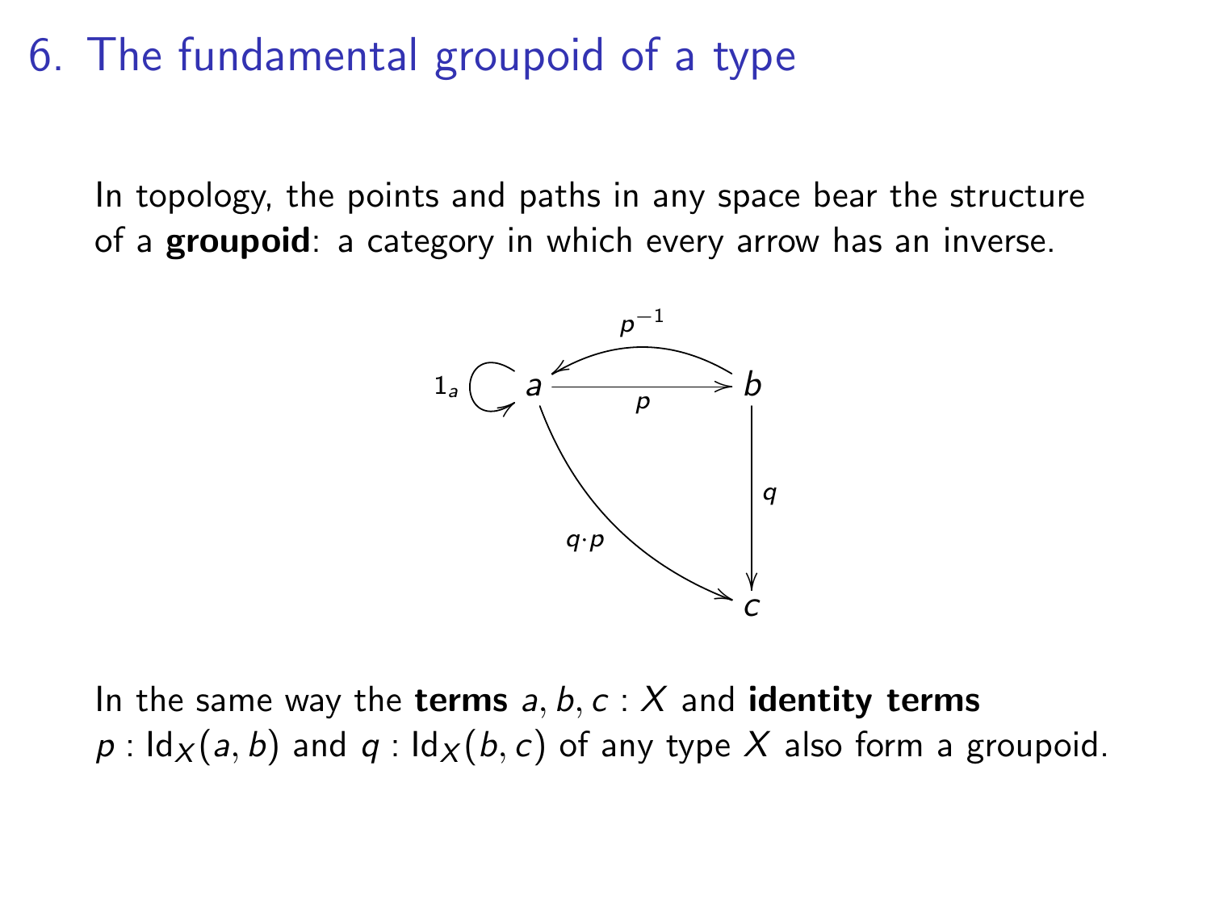# 6. The fundamental groupoid of a type

In topology, the points and paths in any space bear the structure of a **groupoid**: a category in which every arrow has an inverse.

In the same way the **terms** $a, b, c : X$ and **identity terms** $p : \mathrm{Id}_X(a, b)$ and $q : \mathrm{Id}_X(b, c)$ of any type $X$ also form a groupoid.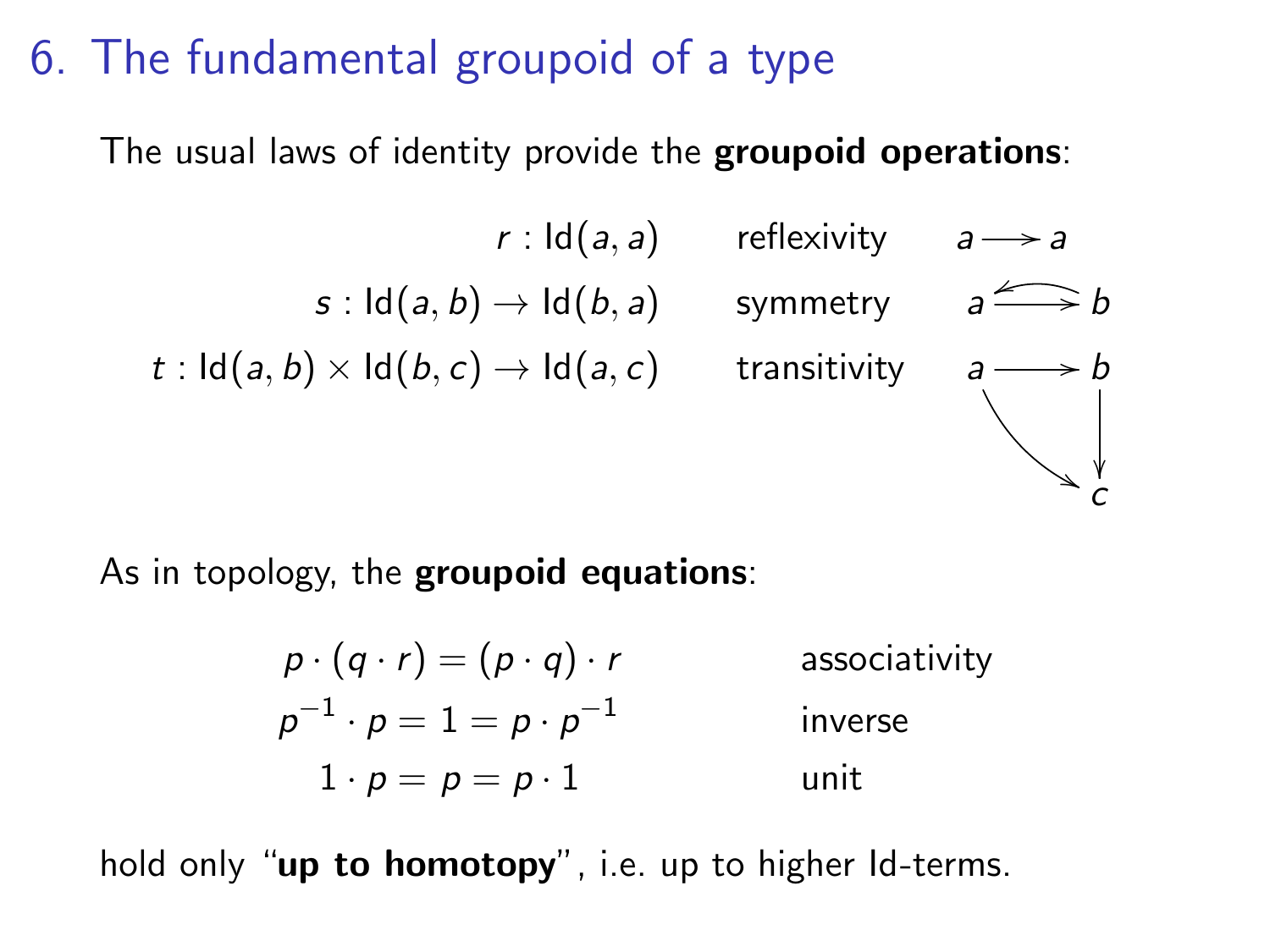# 6. The fundamental groupoid of a type

The usual laws of identity provide the **groupoid operations**:

| | | |
|---|---|---|
| $r : \mathsf{Id}(a,a)$ | reflexivity | $a \longrightarrow a$ |
| $s : \mathsf{Id}(a,b) \to \mathsf{Id}(b,a)$ | symmetry | $a \rightleftarrows b$ |
| $t : \mathsf{Id}(a,b) \times \mathsf{Id}(b,c) \to \mathsf{Id}(a,c)$ | transitivity | $a \to b \to c$, $a \to c$ |

As in topology, the **groupoid equations**:

$$p \cdot (q \cdot r) = (p \cdot q) \cdot r \qquad \text{associativity}$$

$$p^{-1} \cdot p = 1 = p \cdot p^{-1} \qquad \text{inverse}$$

$$1 \cdot p = p = p \cdot 1 \qquad \text{unit}$$

hold only "**up to homotopy**", i.e. up to higher Id-terms.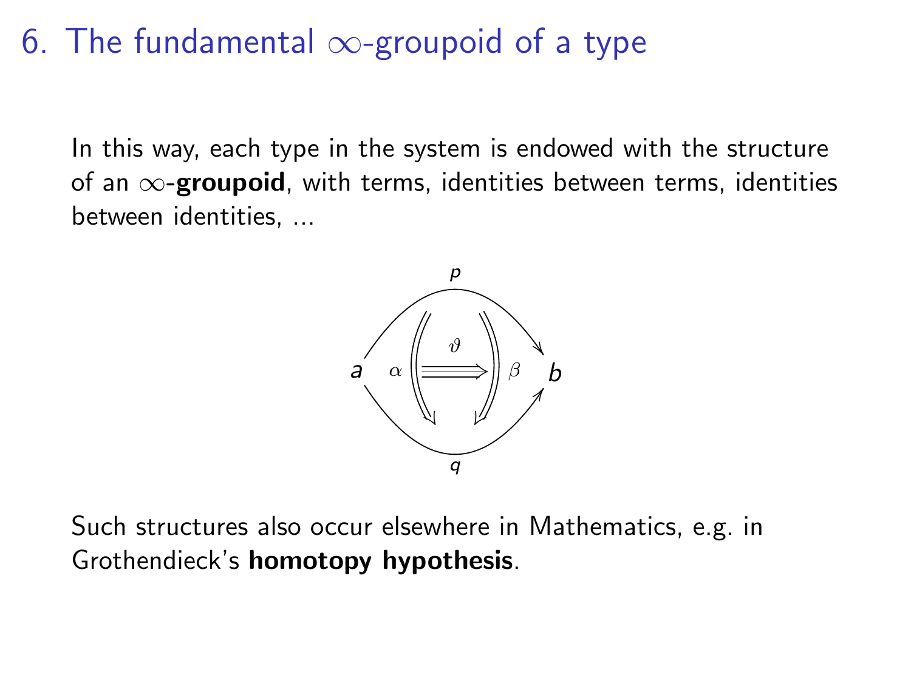# 6. The fundamental $\infty$-groupoid of a type

In this way, each type in the system is endowed with the structure of an $\infty$-**groupoid**, with terms, identities between terms, identities between identities, ...

$$
\begin{array}{ccc}
 & p & \\
a & \alpha \Downarrow \overset{\vartheta}{\Rrightarrow} \Downarrow \beta & b \\
 & q &
\end{array}
$$

Such structures also occur elsewhere in Mathematics, e.g. in Grothendieck's **homotopy hypothesis**.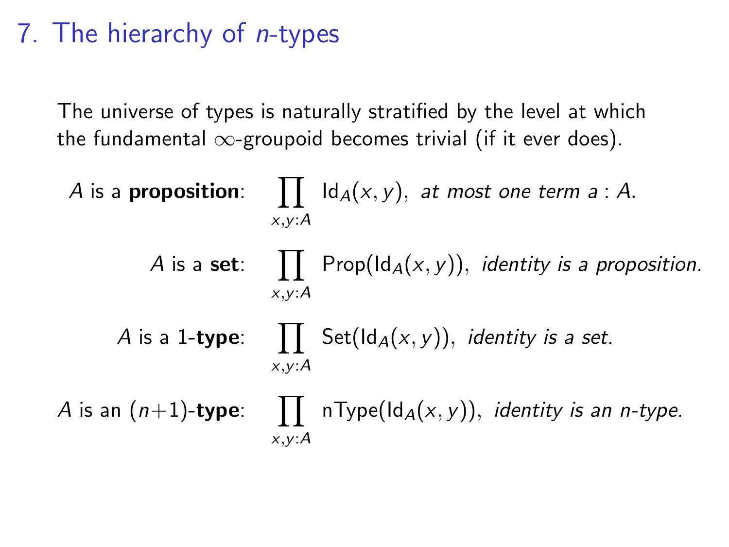# 7. The hierarchy of $n$-types

The universe of types is naturally stratified by the level at which the fundamental $\infty$-groupoid becomes trivial (if it ever does).

$A$ is a **proposition**: $\prod_{x,y:A} \mathsf{Id}_A(x,y)$, *at most one term $a : A$.*

$A$ is a **set**: $\prod_{x,y:A} \mathsf{Prop}(\mathsf{Id}_A(x,y))$, *identity is a proposition.*

$A$ is a 1-**type**: $\prod_{x,y:A} \mathsf{Set}(\mathsf{Id}_A(x,y))$, *identity is a set.*

$A$ is an $(n+1)$-**type**: $\prod_{x,y:A} \mathsf{nType}(\mathsf{Id}_A(x,y))$, *identity is an $n$-type.*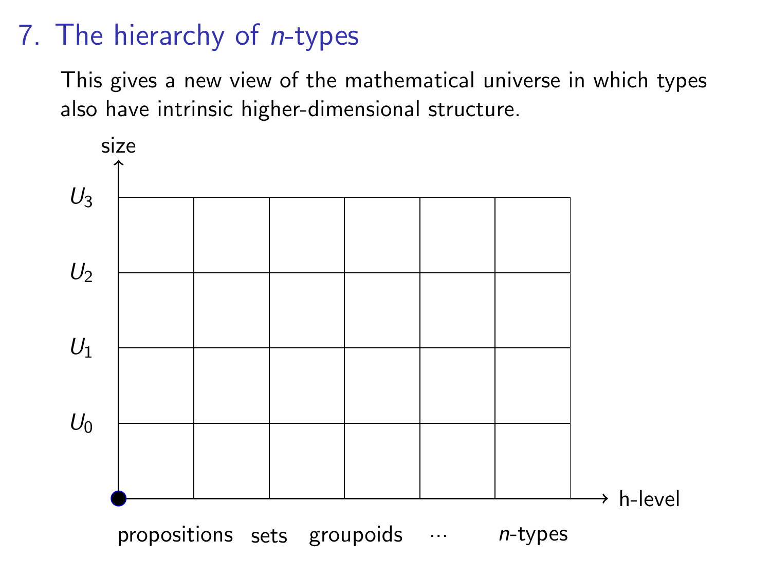# 7. The hierarchy of $n$-types

This gives a new view of the mathematical universe in which types also have intrinsic higher-dimensional structure.

size

$U_3$

$U_2$

$U_1$

$U_0$

h-level

propositions sets groupoids ··· $n$-types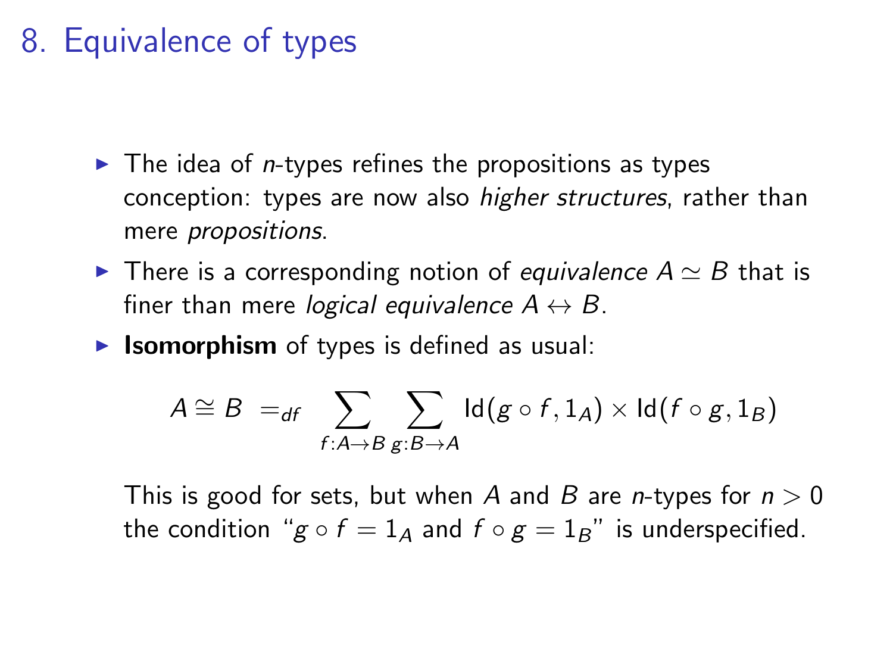# 8. Equivalence of types

- The idea of *n*-types refines the propositions as types conception: types are now also *higher structures*, rather than mere *propositions*.
- There is a corresponding notion of *equivalence* $A \simeq B$ that is finer than mere *logical equivalence* $A \leftrightarrow B$.
- **Isomorphism** of types is defined as usual:

$$A \cong B \ =_{df} \ \sum_{f:A \to B} \sum_{g:B \to A} \mathsf{Id}(g \circ f, 1_A) \times \mathsf{Id}(f \circ g, 1_B)$$

  This is good for sets, but when $A$ and $B$ are *n*-types for $n > 0$ the condition "$g \circ f = 1_A$ and $f \circ g = 1_B$" is underspecified.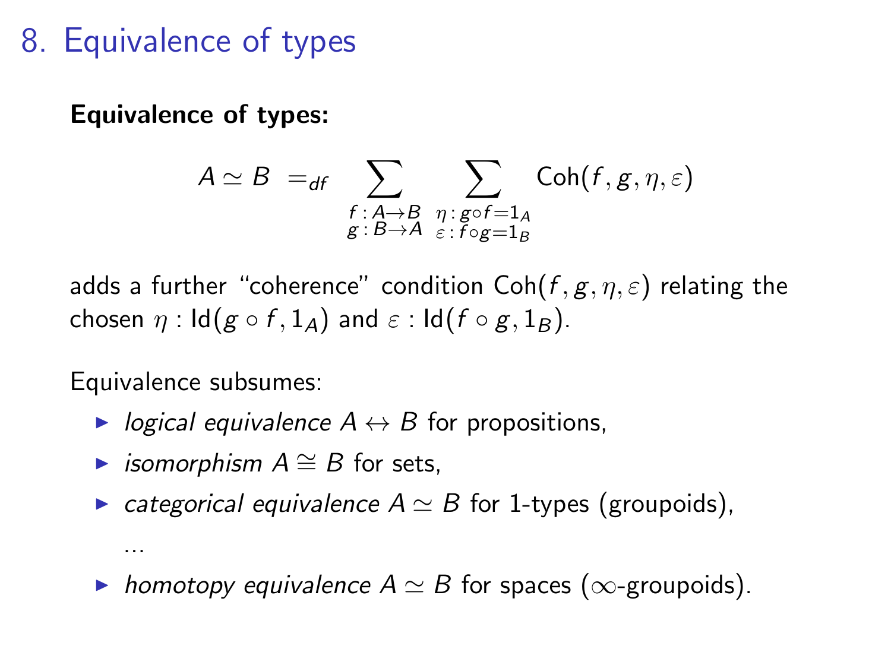# 8. Equivalence of types

**Equivalence of types:**

$$A \simeq B \ =_{df} \ \sum_{\substack{f\,:\,A \to B \\ g\,:\,B \to A}} \ \sum_{\substack{\eta\,:\,g \circ f = 1_A \\ \varepsilon\,:\,f \circ g = 1_B}} \mathsf{Coh}(f, g, \eta, \varepsilon)$$

adds a further "coherence" condition $\mathsf{Coh}(f, g, \eta, \varepsilon)$ relating the chosen $\eta : \mathsf{Id}(g \circ f, 1_A)$ and $\varepsilon : \mathsf{Id}(f \circ g, 1_B)$.

Equivalence subsumes:

- *logical equivalence* $A \leftrightarrow B$ for propositions,
- *isomorphism* $A \cong B$ for sets,
- *categorical equivalence* $A \simeq B$ for 1-types (groupoids),

  ...
- *homotopy equivalence* $A \simeq B$ for spaces ($\infty$-groupoids).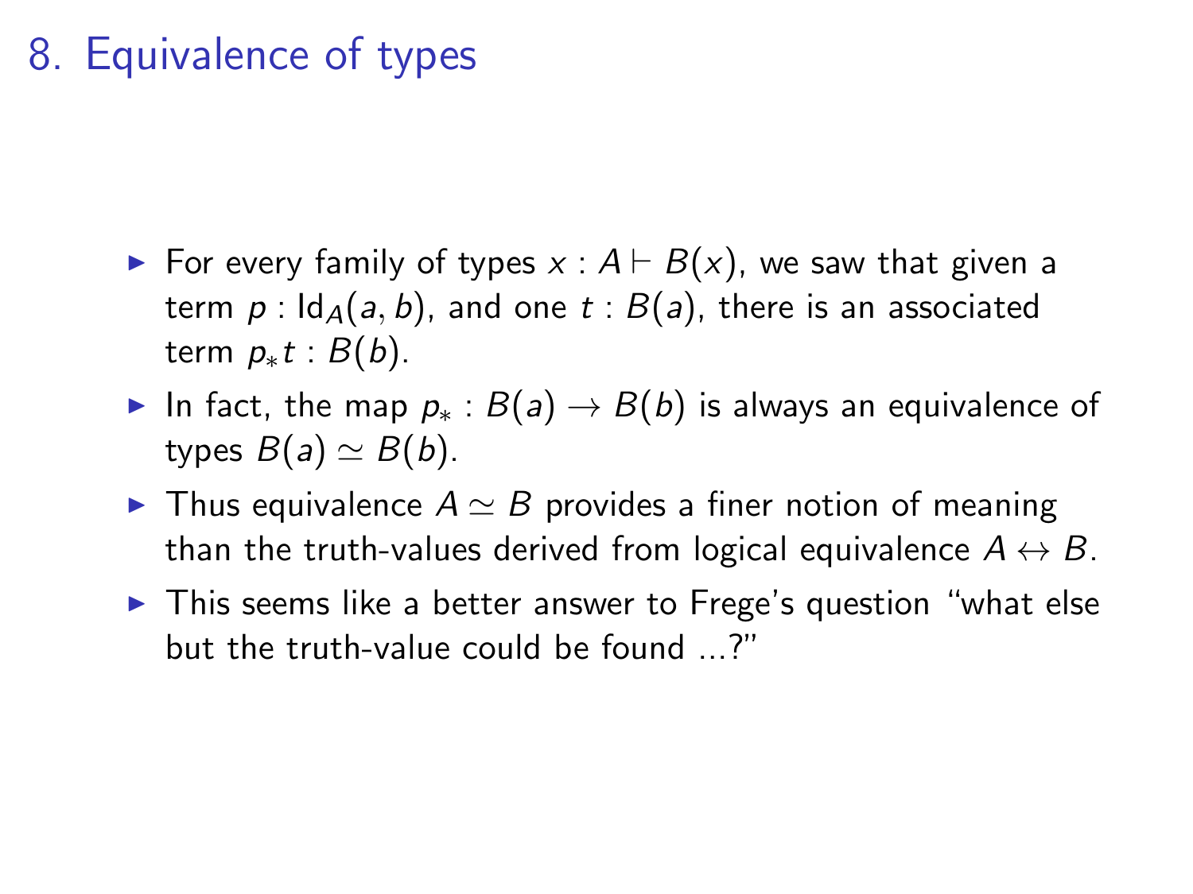# 8. Equivalence of types

- For every family of types $x : A \vdash B(x)$, we saw that given a term $p : \mathsf{Id}_A(a, b)$, and one $t : B(a)$, there is an associated term $p_* t : B(b)$.
- In fact, the map $p_* : B(a) \to B(b)$ is always an equivalence of types $B(a) \simeq B(b)$.
- Thus equivalence $A \simeq B$ provides a finer notion of meaning than the truth-values derived from logical equivalence $A \leftrightarrow B$.
- This seems like a better answer to Frege's question "what else but the truth-value could be found ...?"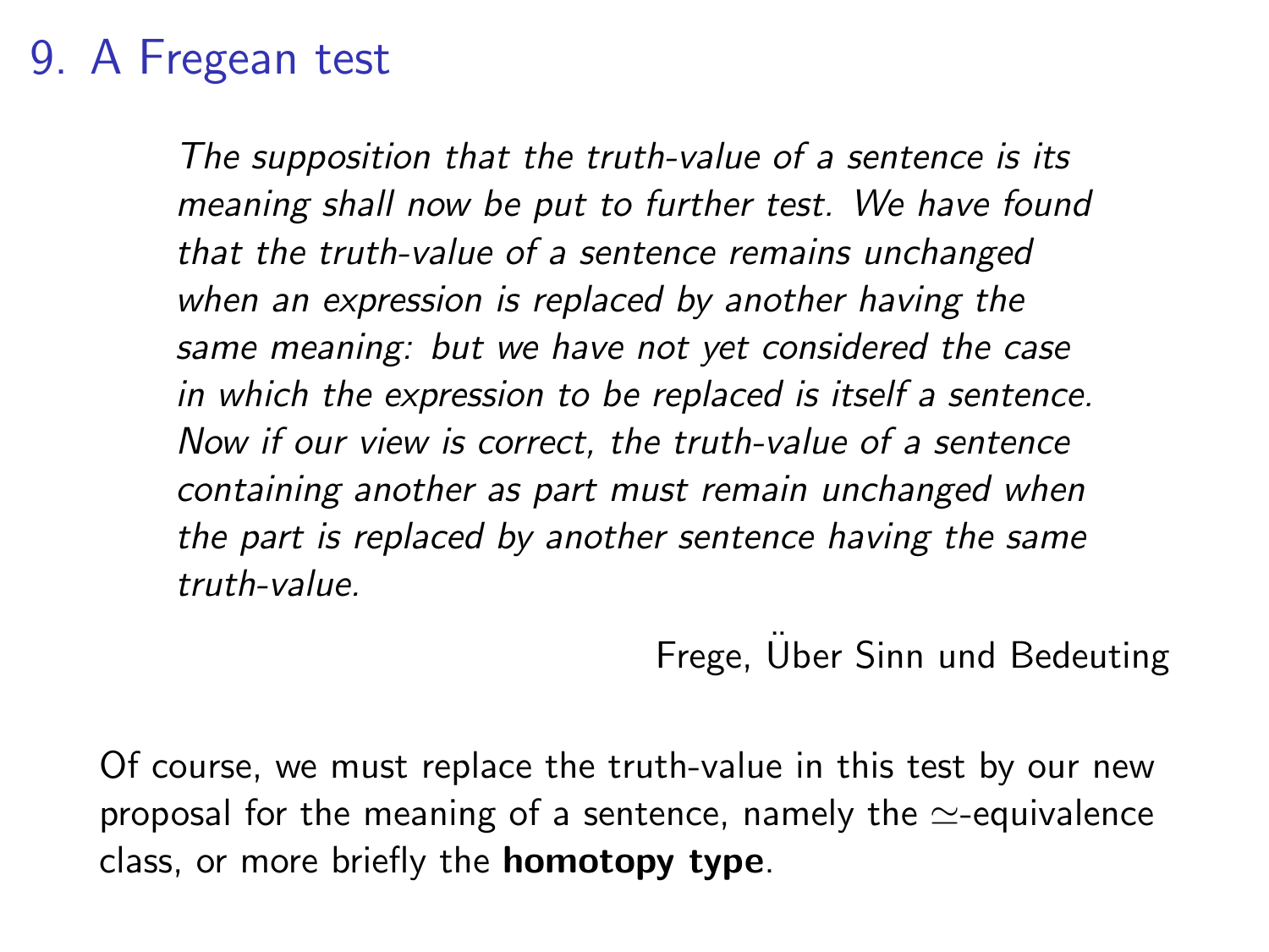# 9. A Fregean test

> *The supposition that the truth-value of a sentence is its meaning shall now be put to further test. We have found that the truth-value of a sentence remains unchanged when an expression is replaced by another having the same meaning: but we have not yet considered the case in which the expression to be replaced is itself a sentence. Now if our view is correct, the truth-value of a sentence containing another as part must remain unchanged when the part is replaced by another sentence having the same truth-value.*

Frege, Über Sinn und Bedeuting

Of course, we must replace the truth-value in this test by our new proposal for the meaning of a sentence, namely the $\simeq$-equivalence class, or more briefly the **homotopy type**.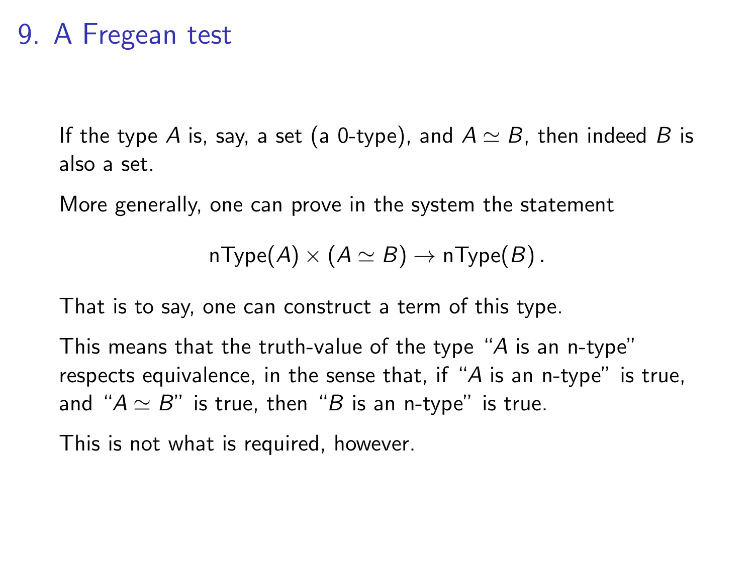# 9. A Fregean test

If the type $A$ is, say, a set (a 0-type), and $A \simeq B$, then indeed $B$ is also a set.

More generally, one can prove in the system the statement

$$\mathsf{nType}(A) \times (A \simeq B) \to \mathsf{nType}(B)\,.$$

That is to say, one can construct a term of this type.

This means that the truth-value of the type "$A$ is an n-type" respects equivalence, in the sense that, if "$A$ is an n-type" is true, and "$A \simeq B$" is true, then "$B$ is an n-type" is true.

This is not what is required, however.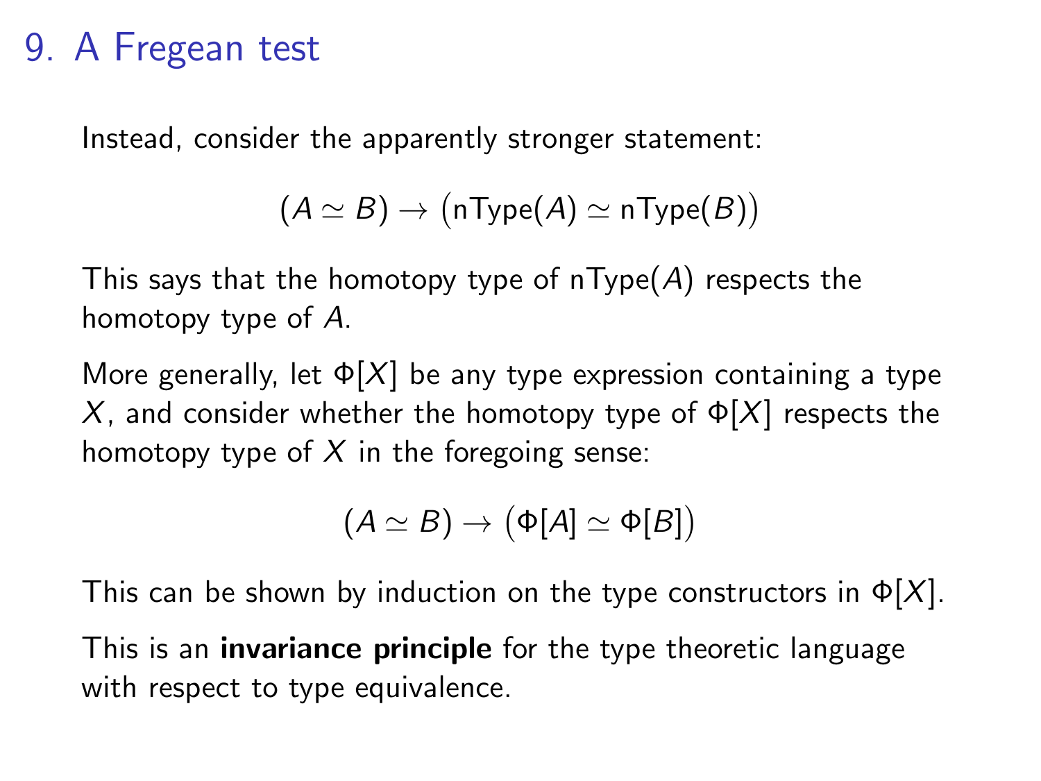# 9. A Fregean test

Instead, consider the apparently stronger statement:

$$(A \simeq B) \to \big(\mathsf{nType}(A) \simeq \mathsf{nType}(B)\big)$$

This says that the homotopy type of $\mathsf{nType}(A)$ respects the homotopy type of $A$.

More generally, let $\Phi[X]$ be any type expression containing a type $X$, and consider whether the homotopy type of $\Phi[X]$ respects the homotopy type of $X$ in the foregoing sense:

$$(A \simeq B) \to \big(\Phi[A] \simeq \Phi[B]\big)$$

This can be shown by induction on the type constructors in $\Phi[X]$.

This is an **invariance principle** for the type theoretic language with respect to type equivalence.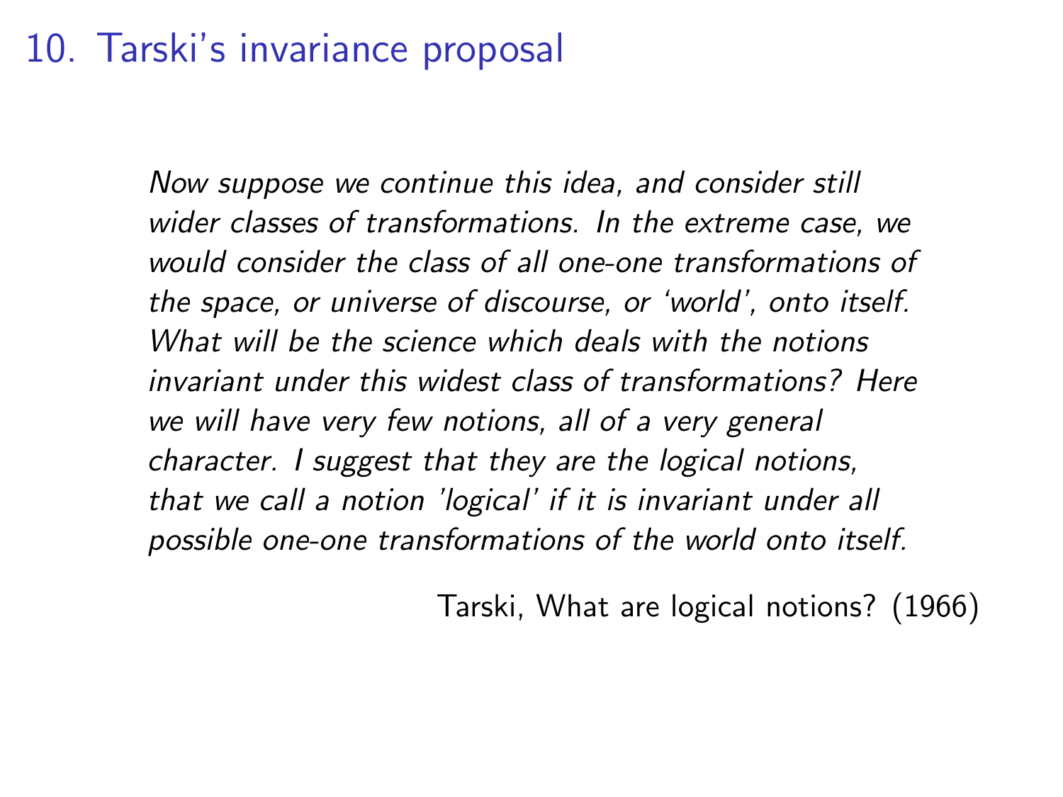# 10. Tarski's invariance proposal

*Now suppose we continue this idea, and consider still wider classes of transformations. In the extreme case, we would consider the class of all one-one transformations of the space, or universe of discourse, or 'world', onto itself. What will be the science which deals with the notions invariant under this widest class of transformations? Here we will have very few notions, all of a very general character. I suggest that they are the logical notions, that we call a notion 'logical' if it is invariant under all possible one-one transformations of the world onto itself.*

Tarski, What are logical notions? (1966)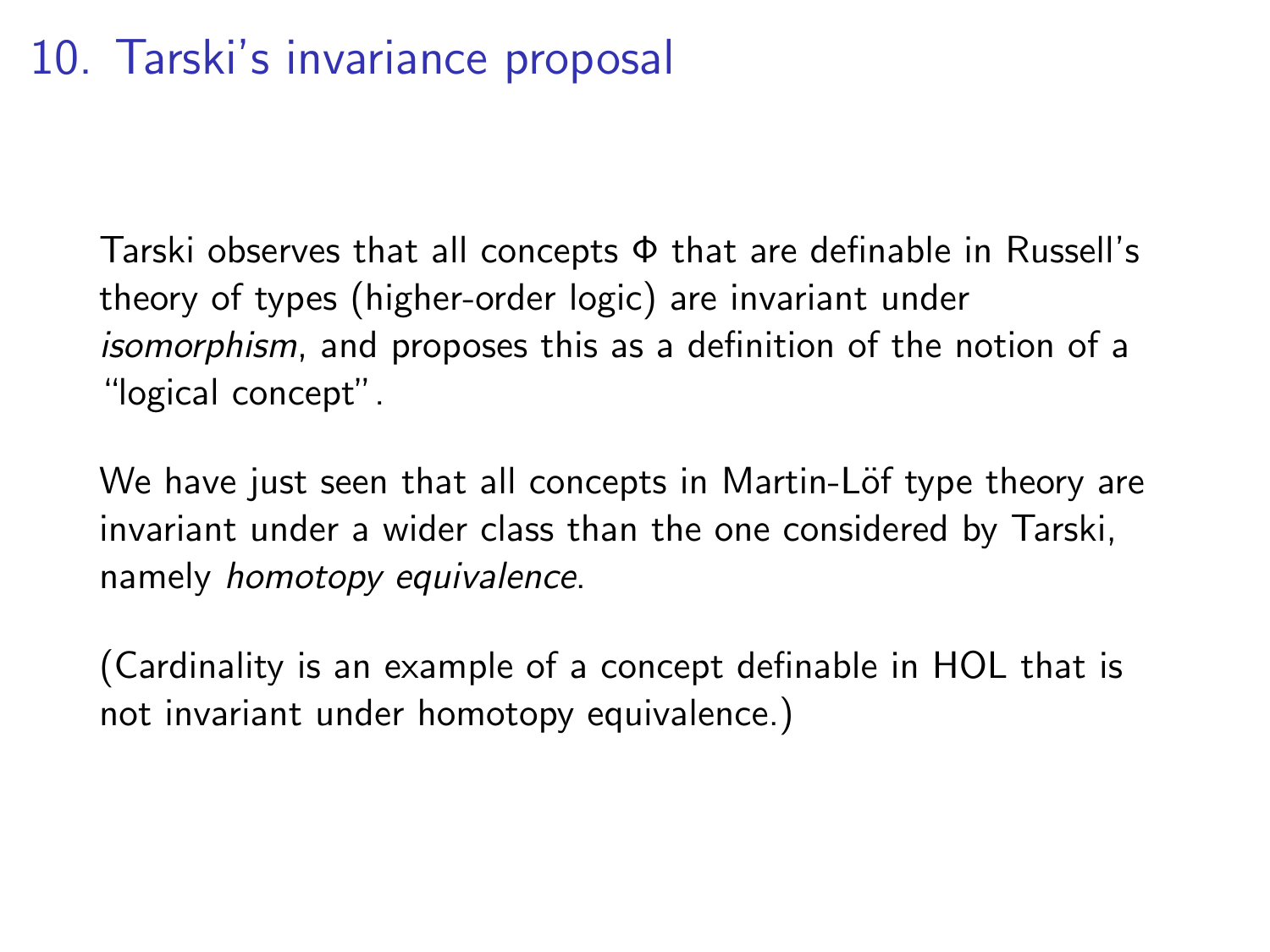# 10. Tarski's invariance proposal

Tarski observes that all concepts $\Phi$ that are definable in Russell's theory of types (higher-order logic) are invariant under *isomorphism*, and proposes this as a definition of the notion of a "logical concept".

We have just seen that all concepts in Martin-Löf type theory are invariant under a wider class than the one considered by Tarski, namely *homotopy equivalence*.

(Cardinality is an example of a concept definable in HOL that is not invariant under homotopy equivalence.)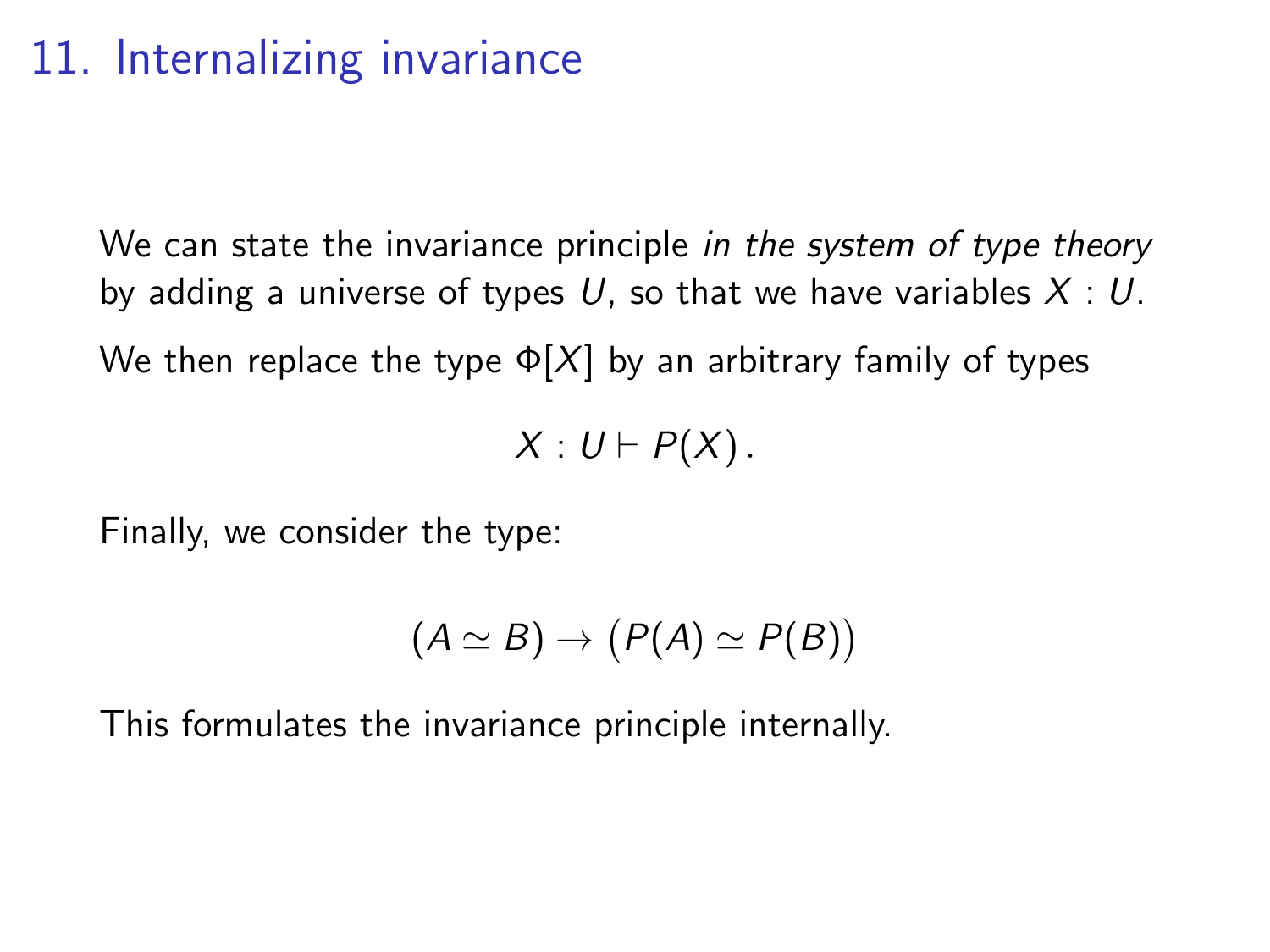# 11. Internalizing invariance

We can state the invariance principle *in the system of type theory* by adding a universe of types $U$, so that we have variables $X : U$.

We then replace the type $\Phi[X]$ by an arbitrary family of types

$$X : U \vdash P(X) \,.$$

Finally, we consider the type:

$$(A \simeq B) \to \big(P(A) \simeq P(B)\big)$$

This formulates the invariance principle internally.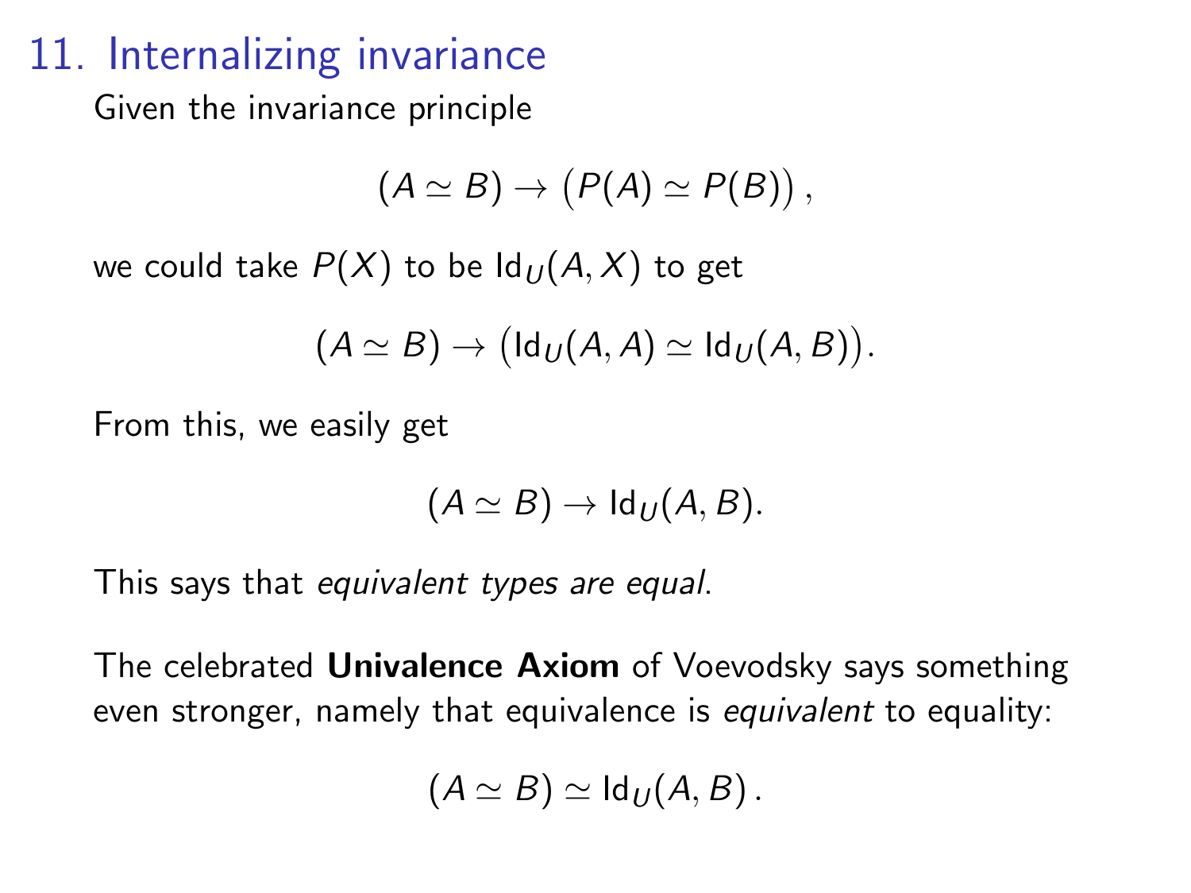# 11. Internalizing invariance

Given the invariance principle

$$(A \simeq B) \to \left(P(A) \simeq P(B)\right),$$

we could take $P(X)$ to be $\mathsf{Id}_U(A, X)$ to get

$$(A \simeq B) \to \left(\mathsf{Id}_U(A, A) \simeq \mathsf{Id}_U(A, B)\right).$$

From this, we easily get

$$(A \simeq B) \to \mathsf{Id}_U(A, B).$$

This says that *equivalent types are equal*.

The celebrated **Univalence Axiom** of Voevodsky says something even stronger, namely that equivalence is *equivalent* to equality:

$$(A \simeq B) \simeq \mathsf{Id}_U(A, B).$$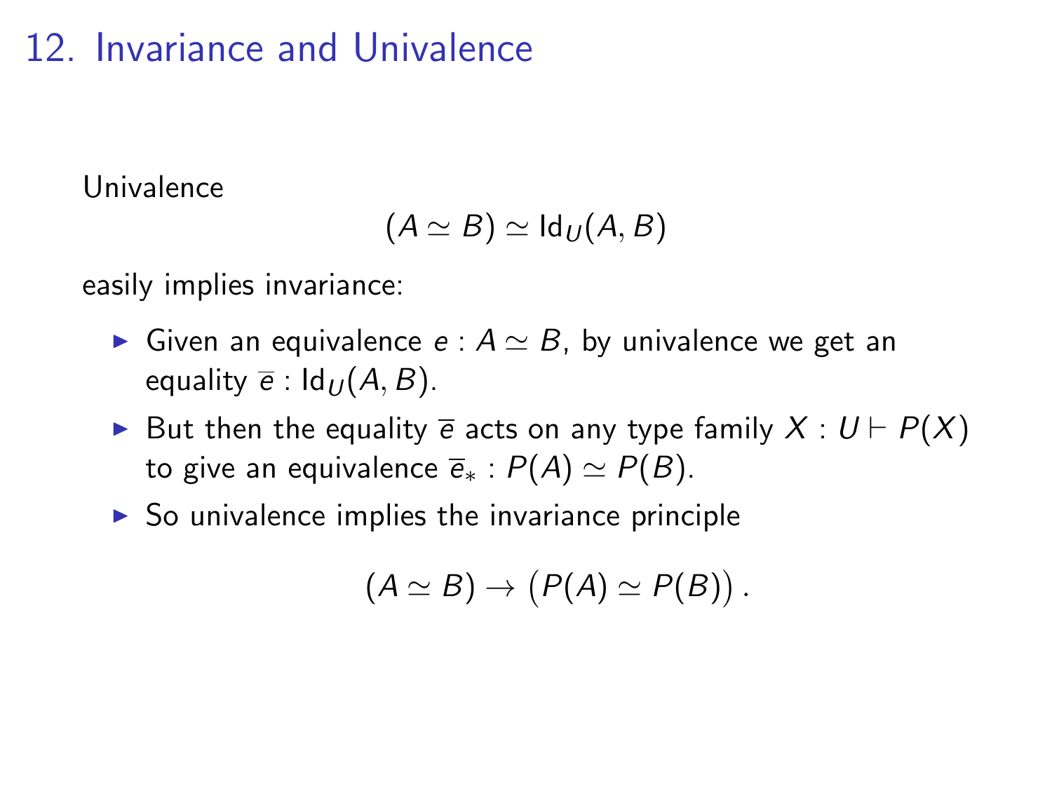# 12. Invariance and Univalence

Univalence

$$(A \simeq B) \simeq \mathsf{Id}_U(A, B)$$

easily implies invariance:

- Given an equivalence $e : A \simeq B$, by univalence we get an equality $\overline{e} : \mathsf{Id}_U(A, B)$.
- But then the equality $\overline{e}$ acts on any type family $X : U \vdash P(X)$ to give an equivalence $\overline{e}_* : P(A) \simeq P(B)$.
- So univalence implies the invariance principle

$$(A \simeq B) \to \big(P(A) \simeq P(B)\big)\,.$$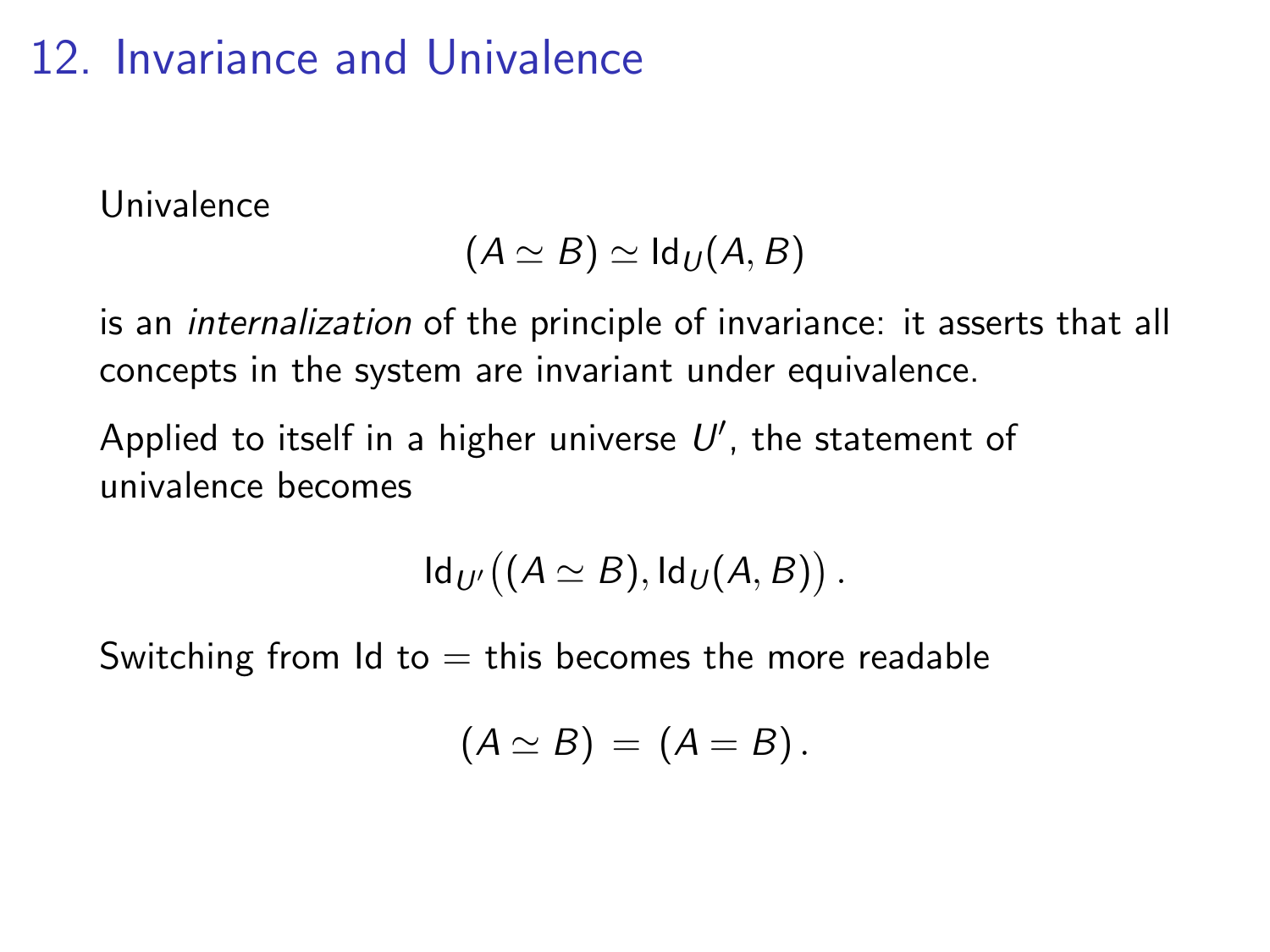# 12. Invariance and Univalence

Univalence

$$(A \simeq B) \simeq \mathsf{Id}_U(A, B)$$

is an *internalization* of the principle of invariance: it asserts that all concepts in the system are invariant under equivalence.

Applied to itself in a higher universe $U'$, the statement of univalence becomes

$$\mathsf{Id}_{U'}\big((A \simeq B), \mathsf{Id}_U(A, B)\big)\,.$$

Switching from Id to $=$ this becomes the more readable

$$(A \simeq B) \,=\, (A = B)\,.$$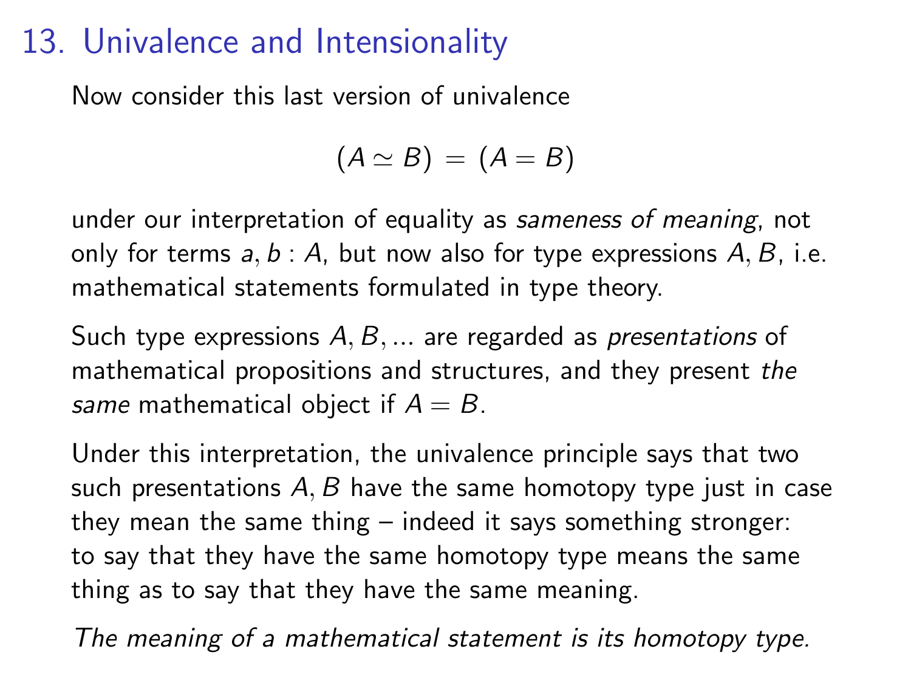## 13. Univalence and Intensionality

Now consider this last version of univalence

$$(A \simeq B) = (A = B)$$

under our interpretation of equality as *sameness of meaning*, not only for terms $a, b : A$, but now also for type expressions $A, B$, i.e. mathematical statements formulated in type theory.

Such type expressions $A, B, \ldots$ are regarded as *presentations* of mathematical propositions and structures, and they present *the same* mathematical object if $A = B$.

Under this interpretation, the univalence principle says that two such presentations $A, B$ have the same homotopy type just in case they mean the same thing – indeed it says something stronger: to say that they have the same homotopy type means the same thing as to say that they have the same meaning.

*The meaning of a mathematical statement is its homotopy type.*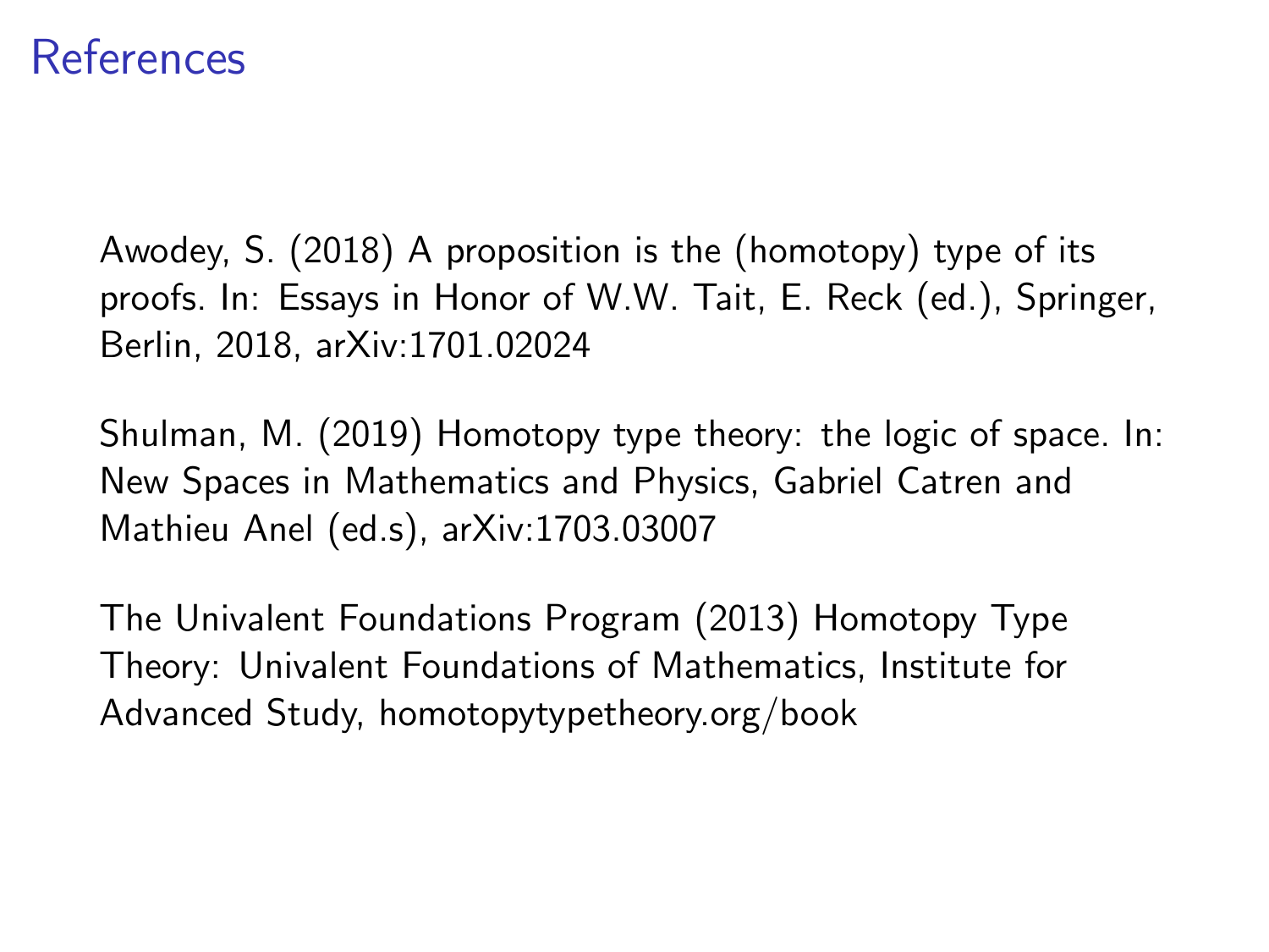# References

Awodey, S. (2018) A proposition is the (homotopy) type of its proofs. In: Essays in Honor of W.W. Tait, E. Reck (ed.), Springer, Berlin, 2018, arXiv:1701.02024

Shulman, M. (2019) Homotopy type theory: the logic of space. In: New Spaces in Mathematics and Physics, Gabriel Catren and Mathieu Anel (ed.s), arXiv:1703.03007

The Univalent Foundations Program (2013) Homotopy Type Theory: Univalent Foundations of Mathematics, Institute for Advanced Study, homotopytypetheory.org/book